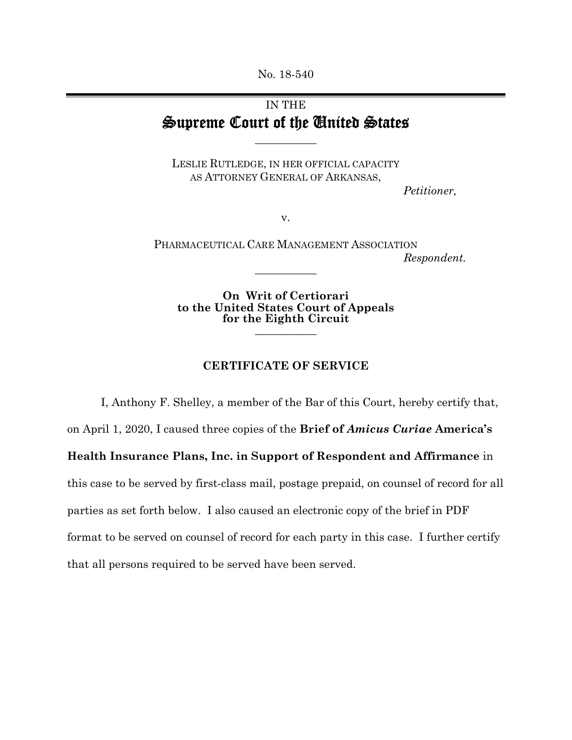No. 18-540

IN THE
# Supreme Court of the United States

---

LESLIE RUTLEDGE, IN HER OFFICIAL CAPACITY AS ATTORNEY GENERAL OF ARKANSAS,

*Petitioner,*

v.

PHARMACEUTICAL CARE MANAGEMENT ASSOCIATION

*Respondent.*

---

**On Writ of Certiorari to the United States Court of Appeals for the Eighth Circuit**

---

## CERTIFICATE OF SERVICE

I, Anthony F. Shelley, a member of the Bar of this Court, hereby certify that, on April 1, 2020, I caused three copies of the **Brief of *Amicus Curiae* America's Health Insurance Plans, Inc. in Support of Respondent and Affirmance** in this case to be served by first-class mail, postage prepaid, on counsel of record for all parties as set forth below. I also caused an electronic copy of the brief in PDF format to be served on counsel of record for each party in this case. I further certify that all persons required to be served have been served.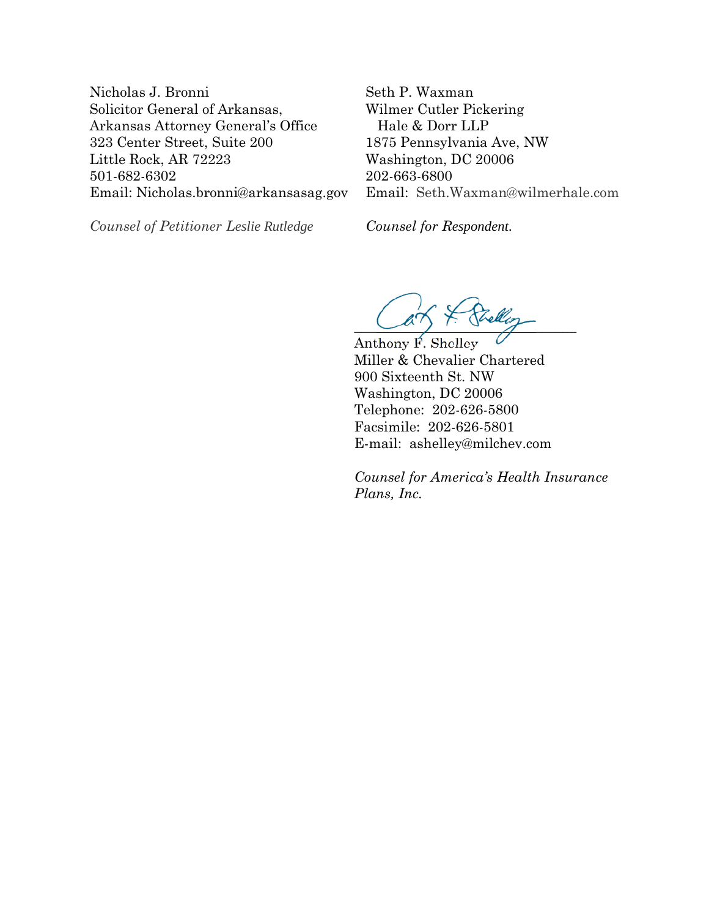Nicholas J. Bronni
Solicitor General of Arkansas,
Arkansas Attorney General's Office
323 Center Street, Suite 200
Little Rock, AR 72223
501-682-6302
Email: Nicholas.bronni@arkansasag.gov

*Counsel of Petitioner Leslie Rutledge*

Seth P. Waxman
Wilmer Cutler Pickering
Hale & Dorr LLP
1875 Pennsylvania Ave, NW
Washington, DC 20006
202-663-6800
Email: Seth.Waxman@wilmerhale.com

*Counsel for Respondent.*

Anthony F. Shelley
Miller & Chevalier Chartered
900 Sixteenth St. NW
Washington, DC 20006
Telephone: 202-626-5800
Facsimile: 202-626-5801
E-mail: ashelley@milchev.com

*Counsel for America's Health Insurance Plans, Inc.*